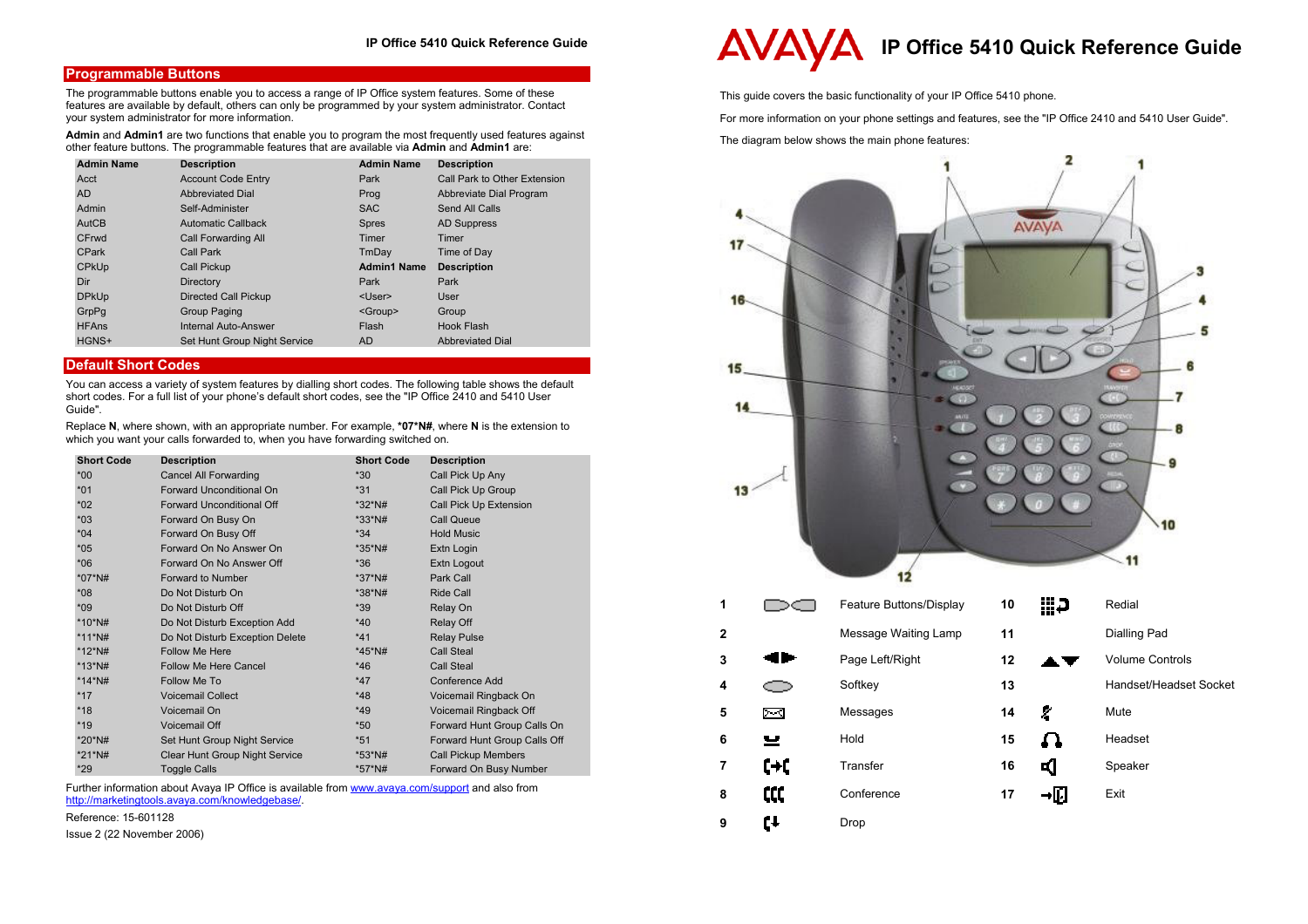## Programmable Buttons

The programmable buttons enable you to access a range of IP Office system features. Some of these features are available by default, others can only be programmed by your system administrator. Contact your system administrator for more information.

**Admin** and **Admin1** are two functions that enable you to program the most frequently used features against other feature buttons. The programmable features that are available via **Admin** and **Admin1** are:

| Admin Name | Description | Admin Name | Description |
|---|---|---|---|
| Acct | Account Code Entry | Park | Call Park to Other Extension |
| AD | Abbreviated Dial | Prog | Abbreviate Dial Program |
| Admin | Self-Administer | SAC | Send All Calls |
| AutCB | Automatic Callback | Spres | AD Suppress |
| CFrwd | Call Forwarding All | Timer | Timer |
| CPark | Call Park | TmDay | Time of Day |
| CPkUp | Call Pickup | **Admin1 Name** | **Description** |
| Dir | Directory | Park | Park |
| DPkUp | Directed Call Pickup | <User> | User |
| GrpPg | Group Paging | <Group> | Group |
| HFAns | Internal Auto-Answer | Flash | Hook Flash |
| HGNS+ | Set Hunt Group Night Service | AD | Abbreviated Dial |

## Default Short Codes

You can access a variety of system features by dialling short codes. The following table shows the default short codes. For a full list of your phone's default short codes, see the "IP Office 2410 and 5410 User Guide".

Replace **N**, where shown, with an appropriate number. For example, ***07*N#**, where **N** is the extension to which you want your calls forwarded to, when you have forwarding switched on.

| Short Code | Description | Short Code | Description |
|---|---|---|---|
| *00 | Cancel All Forwarding | *30 | Call Pick Up Any |
| *01 | Forward Unconditional On | *31 | Call Pick Up Group |
| *02 | Forward Unconditional Off | *32*N# | Call Pick Up Extension |
| *03 | Forward On Busy On | *33*N# | Call Queue |
| *04 | Forward On Busy Off | *34 | Hold Music |
| *05 | Forward On No Answer On | *35*N# | Extn Login |
| *06 | Forward On No Answer Off | *36 | Extn Logout |
| *07*N# | Forward to Number | *37*N# | Park Call |
| *08 | Do Not Disturb On | *38*N# | Ride Call |
| *09 | Do Not Disturb Off | *39 | Relay On |
| *10*N# | Do Not Disturb Exception Add | *40 | Relay Off |
| *11*N# | Do Not Disturb Exception Delete | *41 | Relay Pulse |
| *12*N# | Follow Me Here | *45*N# | Call Steal |
| *13*N# | Follow Me Here Cancel | *46 | Call Steal |
| *14*N# | Follow Me To | *47 | Conference Add |
| *17 | Voicemail Collect | *48 | Voicemail Ringback On |
| *18 | Voicemail On | *49 | Voicemail Ringback Off |
| *19 | Voicemail Off | *50 | Forward Hunt Group Calls On |
| *20*N# | Set Hunt Group Night Service | *51 | Forward Hunt Group Calls Off |
| *21*N# | Clear Hunt Group Night Service | *53*N# | Call Pickup Members |
| *29 | Toggle Calls | *57*N# | Forward On Busy Number |

Further information about Avaya IP Office is available from www.avaya.com/support and also from http://marketingtools.avaya.com/knowledgebase/.

Reference: 15-601128

Issue 2 (22 November 2006)

# IP Office 5410 Quick Reference Guide

This guide covers the basic functionality of your IP Office 5410 phone.

For more information on your phone settings and features, see the "IP Office 2410 and 5410 User Guide".

The diagram below shows the main phone features:

| # | Feature | # | Feature |
|---|---|---|---|
| 1 | Feature Buttons/Display | 10 | Redial |
| 2 | Message Waiting Lamp | 11 | Dialling Pad |
| 3 | Page Left/Right | 12 | Volume Controls |
| 4 | Softkey | 13 | Handset/Headset Socket |
| 5 | Messages | 14 | Mute |
| 6 | Hold | 15 | Headset |
| 7 | Transfer | 16 | Speaker |
| 8 | Conference | 17 | Exit |
| 9 | Drop | | |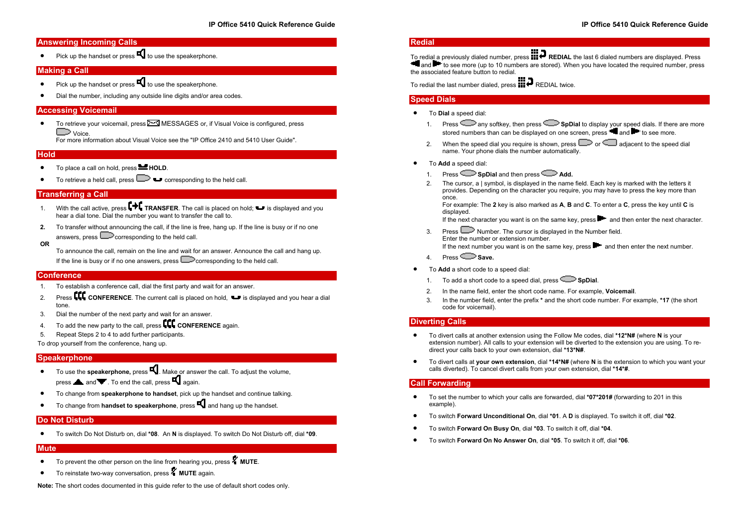## Answering Incoming Calls

- Pick up the handset or press to use the speakerphone.

## Making a Call

- Pick up the handset or press to use the speakerphone.
- Dial the number, including any outside line digits and/or area codes.

## Accessing Voicemail

- To retrieve your voicemail, press MESSAGES or, if Visual Voice is configured, press Voice.
  For more information about Visual Voice see the "IP Office 2410 and 5410 User Guide".

## Hold

- To place a call on hold, press **HOLD**.
- To retrieve a held call, press corresponding to the held call.

## Transferring a Call

1. With the call active, press **TRANSFER**. The call is placed on hold; is displayed and you hear a dial tone. Dial the number you want to transfer the call to.
2. To transfer without announcing the call, if the line is free, hang up. If the line is busy or if no one answers, press corresponding to the held call.

**OR**

To announce the call, remain on the line and wait for an answer. Announce the call and hang up. If the line is busy or if no one answers, press corresponding to the held call.

## Conference

1. To establish a conference call, dial the first party and wait for an answer.
2. Press **CONFERENCE**. The current call is placed on hold, is displayed and you hear a dial tone.
3. Dial the number of the next party and wait for an answer.
4. To add the new party to the call, press **CONFERENCE** again.
5. Repeat Steps 2 to 4 to add further participants.

To drop yourself from the conference, hang up.

## Speakerphone

- To use the **speakerphone,** press . Make or answer the call. To adjust the volume, press and . To end the call, press again.
- To change from **speakerphone to handset**, pick up the handset and continue talking.
- To change from **handset to speakerphone**, press and hang up the handset.

## Do Not Disturb

- To switch Do Not Disturb on, dial ***08**. An **N** is displayed. To switch Do Not Disturb off, dial ***09**.

## Mute

- To prevent the other person on the line from hearing you, press **MUTE**.
- To reinstate two-way conversation, press **MUTE** again.

**Note:** The short codes documented in this guide refer to the use of default short codes only.

## Redial

To redial a previously dialed number, press **REDIAL** the last 6 dialed numbers are displayed. Press and to see more (up to 10 numbers are stored). When you have located the required number, press the associated feature button to redial.

To redial the last number dialed, press REDIAL twice.

## Speed Dials

- To **Dial** a speed dial:
  1. Press any softkey, then press **SpDial** to display your speed dials. If there are more stored numbers than can be displayed on one screen, press and to see more.
  2. When the speed dial you require is shown, press or adjacent to the speed dial name. Your phone dials the number automatically.
- To **Add** a speed dial:
  1. Press **SpDial** and then press **Add.**
  2. The cursor, a | symbol, is displayed in the name field. Each key is marked with the letters it provides. Depending on the character you require, you may have to press the key more than once.
     For example: The **2** key is also marked as **A**, **B** and **C**. To enter a **C**, press the key until **C** is displayed.
     If the next character you want is on the same key, press and then enter the next character.
  3. Press Number. The cursor is displayed in the Number field.
     Enter the number or extension number.
     If the next number you want is on the same key, press and then enter the next number.
  4. Press **Save.**
- To **Add** a short code to a speed dial:
  1. To add a short code to a speed dial, press **SpDial**.
  2. In the name field, enter the short code name. For example, **Voicemail**.
  3. In the number field, enter the prefix * and the short code number. For example, ***17** (the short code for voicemail).

## Diverting Calls

- To divert calls at another extension using the Follow Me codes, dial ***12*N#** (where **N** is your extension number). All calls to your extension will be diverted to the extension you are using. To re-direct your calls back to your own extension, dial ***13*N#**.
- To divert calls at **your own extension**, dial ***14*N#** (where **N** is the extension to which you want your calls diverted). To cancel divert calls from your own extension, dial ***14*#**.

## Call Forwarding

- To set the number to which your calls are forwarded, dial ***07*201#** (forwarding to 201 in this example).
- To switch **Forward Unconditional On**, dial ***01**. A **D** is displayed. To switch it off, dial ***02**.
- To switch **Forward On Busy On**, dial ***03**. To switch it off, dial ***04**.
- To switch **Forward On No Answer On**, dial ***05**. To switch it off, dial ***06**.